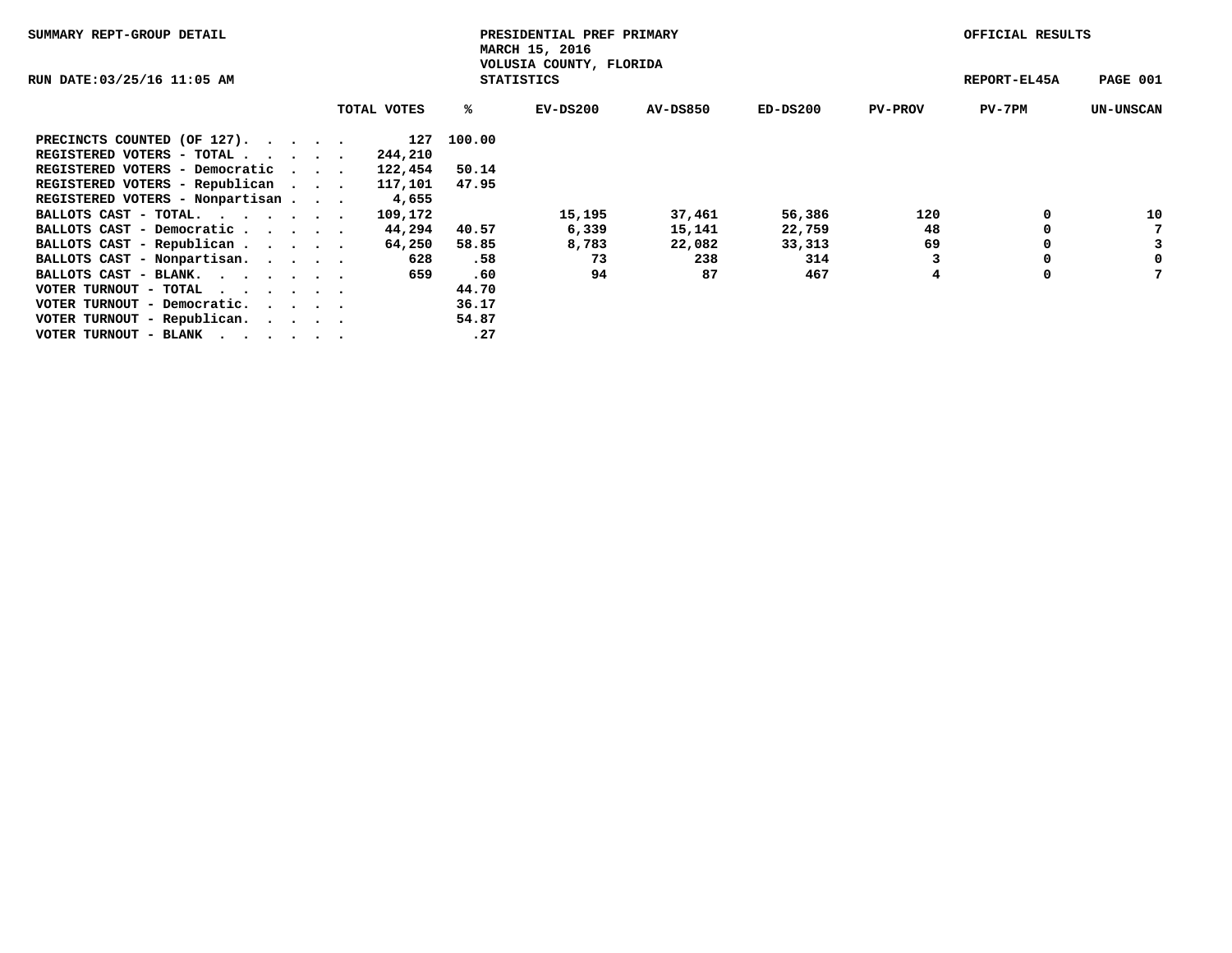SUMMARY REPT-GROUP DETAIL

PRESIDENTIAL PREF PRIMARY
MARCH 15, 2016
VOLUSIA COUNTY, FLORIDA
STATISTICS

OFFICIAL RESULTS

RUN DATE:03/25/16 11:05 AM

REPORT-EL45A

| | TOTAL VOTES | % | EV-DS200 | AV-DS850 | ED-DS200 | PV-PROV | PV-7PM | UN-UNSCAN |
|---|---|---|---|---|---|---|---|---|
| PRECINCTS COUNTED (OF 127). . . . . | 127 | 100.00 | | | | | | |
| REGISTERED VOTERS - TOTAL . . . . . | 244,210 | | | | | | | |
| REGISTERED VOTERS - Democratic . . . | 122,454 | 50.14 | | | | | | |
| REGISTERED VOTERS - Republican . . . | 117,101 | 47.95 | | | | | | |
| REGISTERED VOTERS - Nonpartisan . . . | 4,655 | | | | | | | |
| BALLOTS CAST - TOTAL. . . . . . . | 109,172 | | 15,195 | 37,461 | 56,386 | 120 | 0 | 10 |
| BALLOTS CAST - Democratic . . . . . | 44,294 | 40.57 | 6,339 | 15,141 | 22,759 | 48 | 0 | 7 |
| BALLOTS CAST - Republican . . . . . | 64,250 | 58.85 | 8,783 | 22,082 | 33,313 | 69 | 0 | 3 |
| BALLOTS CAST - Nonpartisan. . . . . | 628 | .58 | 73 | 238 | 314 | 3 | 0 | 0 |
| BALLOTS CAST - BLANK. . . . . . . | 659 | .60 | 94 | 87 | 467 | 4 | 0 | 7 |
| VOTER TURNOUT - TOTAL . . . . . . | | 44.70 | | | | | | |
| VOTER TURNOUT - Democratic. . . . . | | 36.17 | | | | | | |
| VOTER TURNOUT - Republican. . . . . | | 54.87 | | | | | | |
| VOTER TURNOUT - BLANK . . . . . . | | .27 | | | | | | |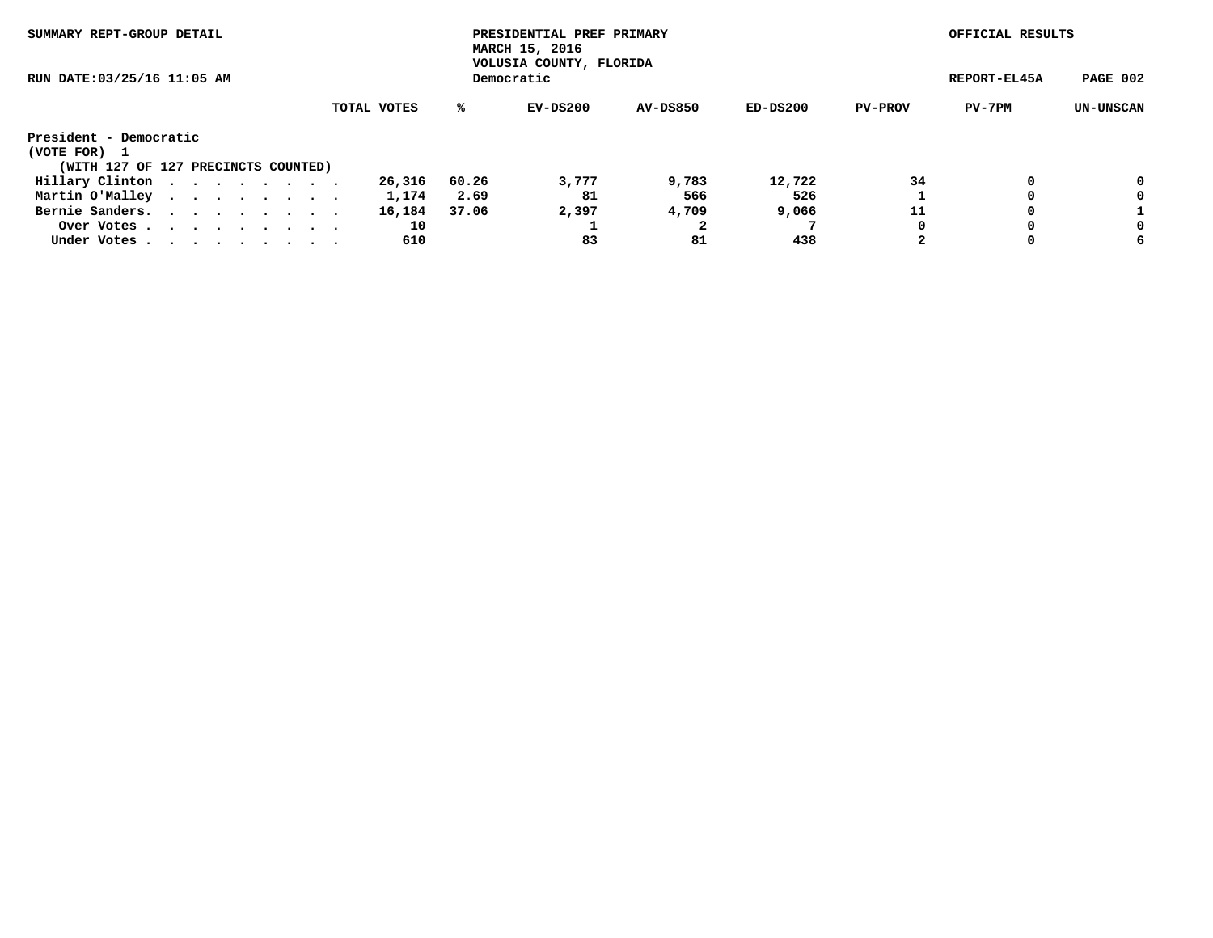SUMMARY REPT-GROUP DETAIL

RUN DATE:03/25/16 11:05 AM

PRESIDENTIAL PREF PRIMARY
MARCH 15, 2016
VOLUSIA COUNTY, FLORIDA
Democratic

OFFICIAL RESULTS

REPORT-EL45A

President - Democratic
(VOTE FOR) 1
(WITH 127 OF 127 PRECINCTS COUNTED)

| | TOTAL VOTES | % | EV-DS200 | AV-DS850 | ED-DS200 | PV-PROV | PV-7PM | UN-UNSCAN |
|---|---|---|---|---|---|---|---|---|
| Hillary Clinton . . . . . . . . . | 26,316 | 60.26 | 3,777 | 9,783 | 12,722 | 34 | 0 | 0 |
| Martin O'Malley . . . . . . . . . | 1,174 | 2.69 | 81 | 566 | 526 | 1 | 0 | 0 |
| Bernie Sanders. . . . . . . . . . | 16,184 | 37.06 | 2,397 | 4,709 | 9,066 | 11 | 0 | 1 |
| Over Votes . . . . . . . . . . | 10 | | 1 | 2 | 7 | 0 | 0 | 0 |
| Under Votes . . . . . . . . . . | 610 | | 83 | 81 | 438 | 2 | 0 | 6 |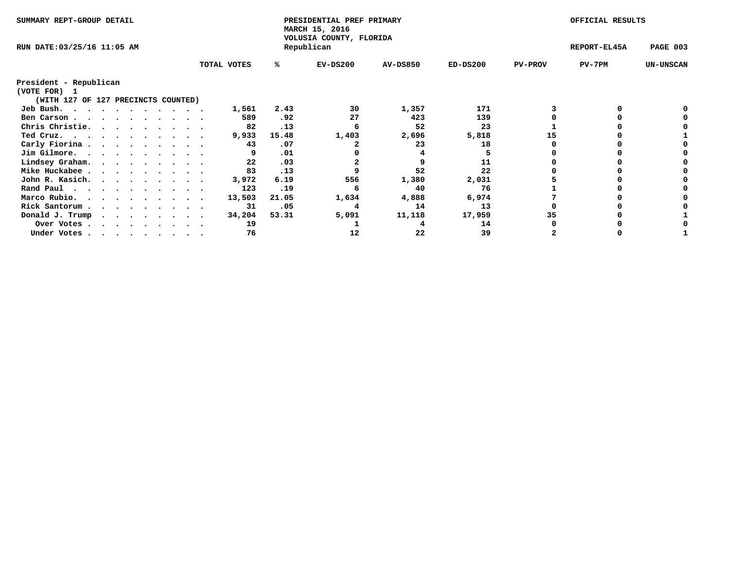SUMMARY REPT-GROUP DETAIL

PRESIDENTIAL PREF PRIMARY
MARCH 15, 2016
VOLUSIA COUNTY, FLORIDA
Republican

OFFICIAL RESULTS

RUN DATE:03/25/16 11:05 AM

REPORT-EL45A

**President - Republican**
(VOTE FOR) 1
(WITH 127 OF 127 PRECINCTS COUNTED)

| | TOTAL VOTES | % | EV-DS200 | AV-DS850 | ED-DS200 | PV-PROV | PV-7PM | UN-UNSCAN |
|---|---|---|---|---|---|---|---|---|
| Jeb Bush | 1,561 | 2.43 | 30 | 1,357 | 171 | 3 | 0 | 0 |
| Ben Carson | 589 | .92 | 27 | 423 | 139 | 0 | 0 | 0 |
| Chris Christie | 82 | .13 | 6 | 52 | 23 | 1 | 0 | 0 |
| Ted Cruz | 9,933 | 15.48 | 1,403 | 2,696 | 5,818 | 15 | 0 | 1 |
| Carly Fiorina | 43 | .07 | 2 | 23 | 18 | 0 | 0 | 0 |
| Jim Gilmore | 9 | .01 | 0 | 4 | 5 | 0 | 0 | 0 |
| Lindsey Graham | 22 | .03 | 2 | 9 | 11 | 0 | 0 | 0 |
| Mike Huckabee | 83 | .13 | 9 | 52 | 22 | 0 | 0 | 0 |
| John R. Kasich | 3,972 | 6.19 | 556 | 1,380 | 2,031 | 5 | 0 | 0 |
| Rand Paul | 123 | .19 | 6 | 40 | 76 | 1 | 0 | 0 |
| Marco Rubio | 13,503 | 21.05 | 1,634 | 4,888 | 6,974 | 7 | 0 | 0 |
| Rick Santorum | 31 | .05 | 4 | 14 | 13 | 0 | 0 | 0 |
| Donald J. Trump | 34,204 | 53.31 | 5,091 | 11,118 | 17,959 | 35 | 0 | 1 |
| Over Votes | 19 | | 1 | 4 | 14 | 0 | 0 | 0 |
| Under Votes | 76 | | 12 | 22 | 39 | 2 | 0 | 1 |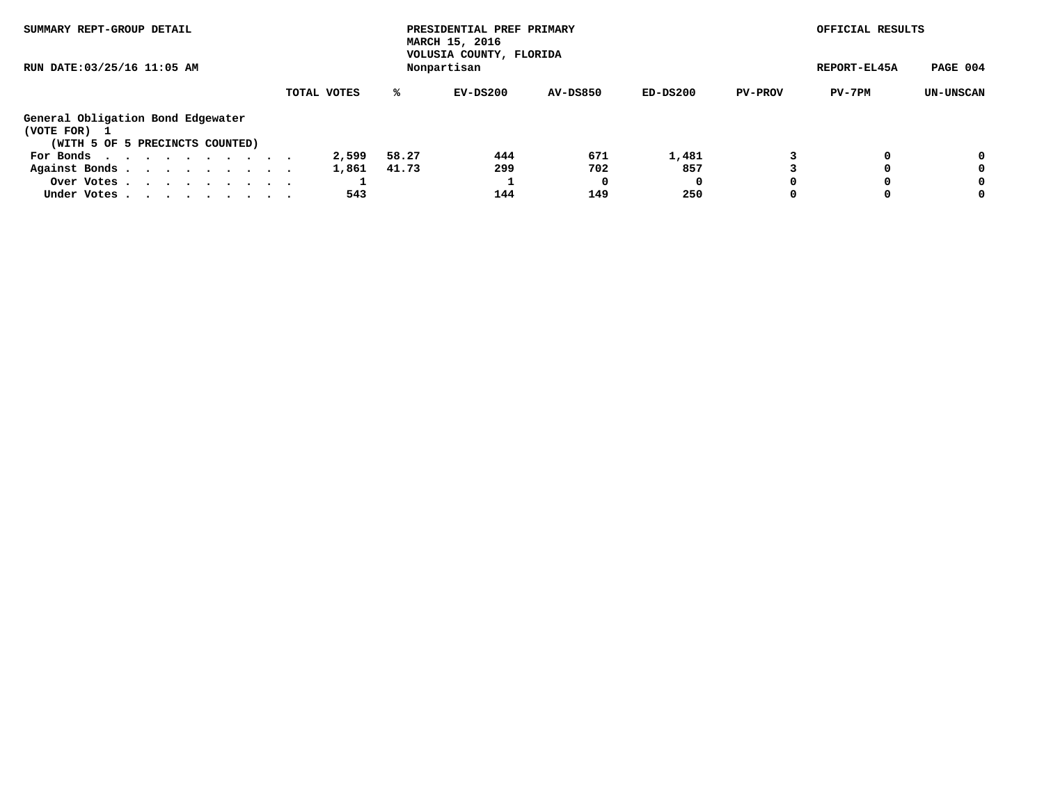General Obligation Bond Edgewater
(VOTE FOR) 1
(WITH 5 OF 5 PRECINCTS COUNTED)

| | TOTAL VOTES | % | EV-DS200 | AV-DS850 | ED-DS200 | PV-PROV | PV-7PM | UN-UNSCAN |
|---|---|---|---|---|---|---|---|---|
| For Bonds | 2,599 | 58.27 | 444 | 671 | 1,481 | 3 | 0 | 0 |
| Against Bonds | 1,861 | 41.73 | 299 | 702 | 857 | 3 | 0 | 0 |
| Over Votes | 1 | | 1 | 0 | 0 | 0 | 0 | 0 |
| Under Votes | 543 | | 144 | 149 | 250 | 0 | 0 | 0 |